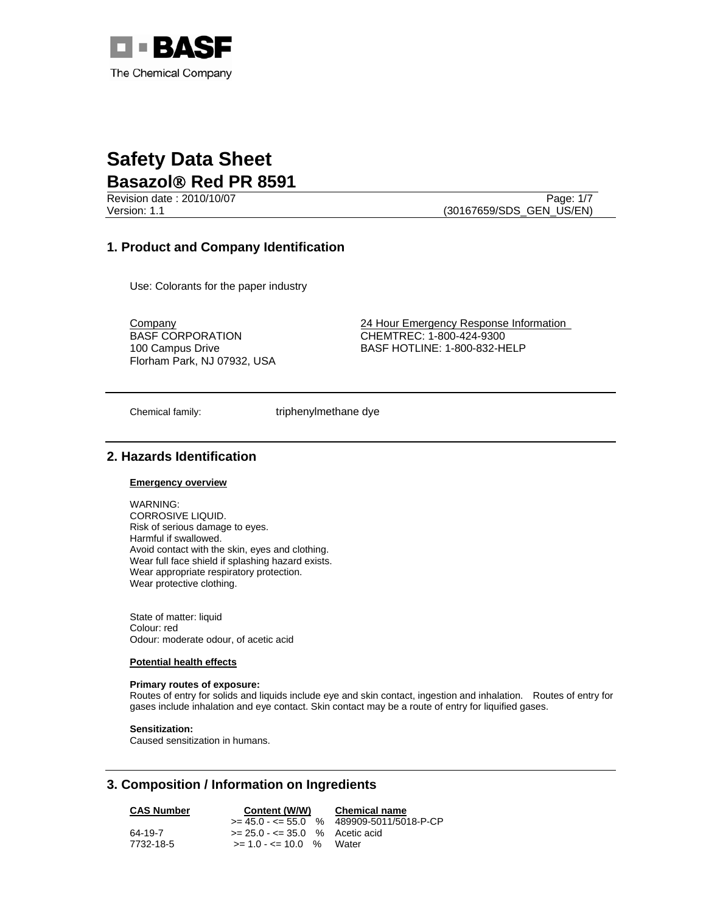BASF

The Chemical Company

# Safety Data Sheet

## Basazol® Red PR 8591

Revision date : 2010/10/07

Version: 1.1

(30167659/SDS_GEN_US/EN)

## 1. Product and Company Identification

Use: Colorants for the paper industry

Company
BASF CORPORATION
100 Campus Drive
Florham Park, NJ 07932, USA

24 Hour Emergency Response Information
CHEMTREC: 1-800-424-9300
BASF HOTLINE: 1-800-832-HELP

Chemical family: triphenylmethane dye

## 2. Hazards Identification

**Emergency overview**

WARNING:
CORROSIVE LIQUID.
Risk of serious damage to eyes.
Harmful if swallowed.
Avoid contact with the skin, eyes and clothing.
Wear full face shield if splashing hazard exists.
Wear appropriate respiratory protection.
Wear protective clothing.

State of matter: liquid
Colour: red
Odour: moderate odour, of acetic acid

**Potential health effects**

**Primary routes of exposure:**
Routes of entry for solids and liquids include eye and skin contact, ingestion and inhalation. Routes of entry for gases include inhalation and eye contact. Skin contact may be a route of entry for liquified gases.

**Sensitization:**
Caused sensitization in humans.

## 3. Composition / Information on Ingredients

| CAS Number | Content (W/W) | Chemical name |
|---|---|---|
| | >= 45.0 - <= 55.0 % | 489909-5011/5018-P-CP |
| 64-19-7 | >= 25.0 - <= 35.0 % | Acetic acid |
| 7732-18-5 | >= 1.0 - <= 10.0 % | Water |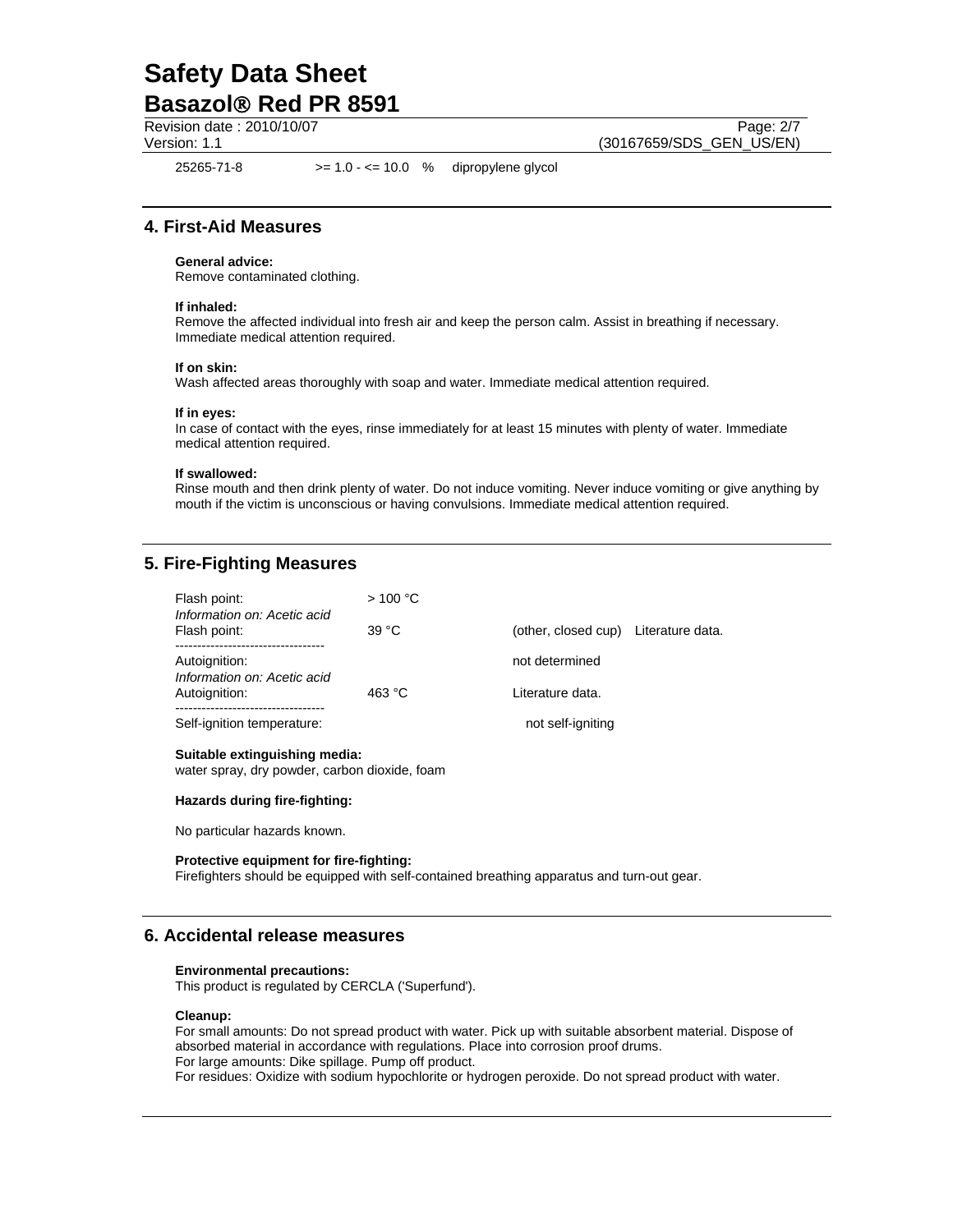| 25265-71-8 | >= 1.0 - <= 10.0 % | dipropylene glycol |
|---|---|---|

## 4. First-Aid Measures

**General advice:**
Remove contaminated clothing.

**If inhaled:**
Remove the affected individual into fresh air and keep the person calm. Assist in breathing if necessary. Immediate medical attention required.

**If on skin:**
Wash affected areas thoroughly with soap and water. Immediate medical attention required.

**If in eyes:**
In case of contact with the eyes, rinse immediately for at least 15 minutes with plenty of water. Immediate medical attention required.

**If swallowed:**
Rinse mouth and then drink plenty of water. Do not induce vomiting. Never induce vomiting or give anything by mouth if the victim is unconscious or having convulsions. Immediate medical attention required.

## 5. Fire-Fighting Measures

| | | | |
|---|---|---|---|
| Flash point: | > 100 °C | | |
| *Information on: Acetic acid* | | | |
| Flash point: | 39 °C | (other, closed cup) | Literature data. |
| Autoignition: | | not determined | |
| *Information on: Acetic acid* | | | |
| Autoignition: | 463 °C | Literature data. | |
| Self-ignition temperature: | | not self-igniting | |

**Suitable extinguishing media:**
water spray, dry powder, carbon dioxide, foam

**Hazards during fire-fighting:**

No particular hazards known.

**Protective equipment for fire-fighting:**
Firefighters should be equipped with self-contained breathing apparatus and turn-out gear.

## 6. Accidental release measures

**Environmental precautions:**
This product is regulated by CERCLA ('Superfund').

**Cleanup:**
For small amounts: Do not spread product with water. Pick up with suitable absorbent material. Dispose of absorbed material in accordance with regulations. Place into corrosion proof drums.
For large amounts: Dike spillage. Pump off product.
For residues: Oxidize with sodium hypochlorite or hydrogen peroxide. Do not spread product with water.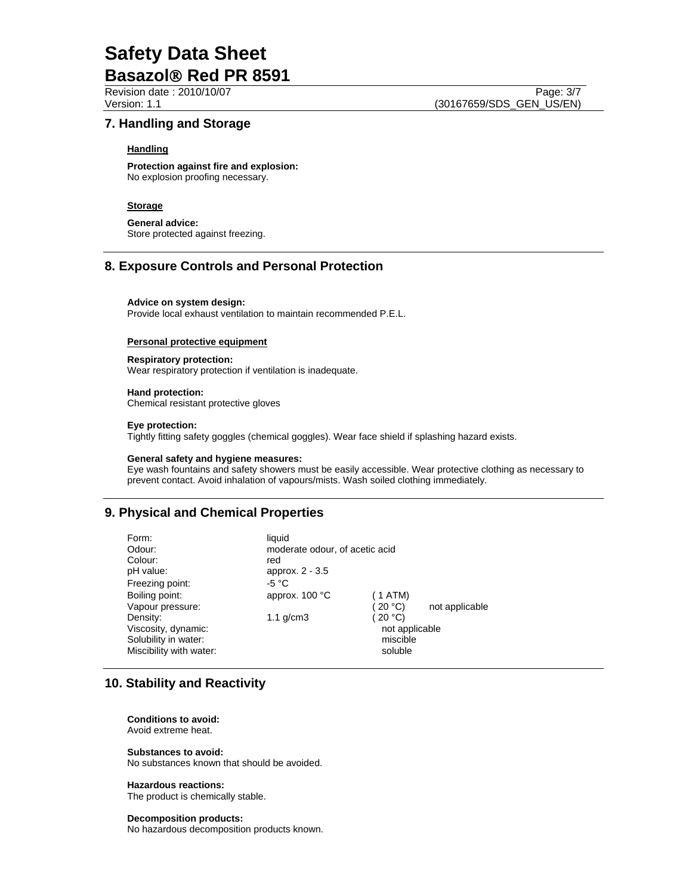## 7. Handling and Storage

### Handling

**Protection against fire and explosion:**
No explosion proofing necessary.

### Storage

**General advice:**
Store protected against freezing.

## 8. Exposure Controls and Personal Protection

**Advice on system design:**
Provide local exhaust ventilation to maintain recommended P.E.L.

### Personal protective equipment

**Respiratory protection:**
Wear respiratory protection if ventilation is inadequate.

**Hand protection:**
Chemical resistant protective gloves

**Eye protection:**
Tightly fitting safety goggles (chemical goggles). Wear face shield if splashing hazard exists.

**General safety and hygiene measures:**
Eye wash fountains and safety showers must be easily accessible. Wear protective clothing as necessary to prevent contact. Avoid inhalation of vapours/mists. Wash soiled clothing immediately.

## 9. Physical and Chemical Properties

| | | | |
|---|---|---|---|
| Form: | liquid | | |
| Odour: | moderate odour, of acetic acid | | |
| Colour: | red | | |
| pH value: | approx. 2 - 3.5 | | |
| Freezing point: | -5 °C | | |
| Boiling point: | approx. 100 °C | ( 1 ATM) | |
| Vapour pressure: | | ( 20 °C) | not applicable |
| Density: | 1.1 g/cm3 | ( 20 °C) | |
| Viscosity, dynamic: | | not applicable | |
| Solubility in water: | | miscible | |
| Miscibility with water: | | soluble | |

## 10. Stability and Reactivity

**Conditions to avoid:**
Avoid extreme heat.

**Substances to avoid:**
No substances known that should be avoided.

**Hazardous reactions:**
The product is chemically stable.

**Decomposition products:**
No hazardous decomposition products known.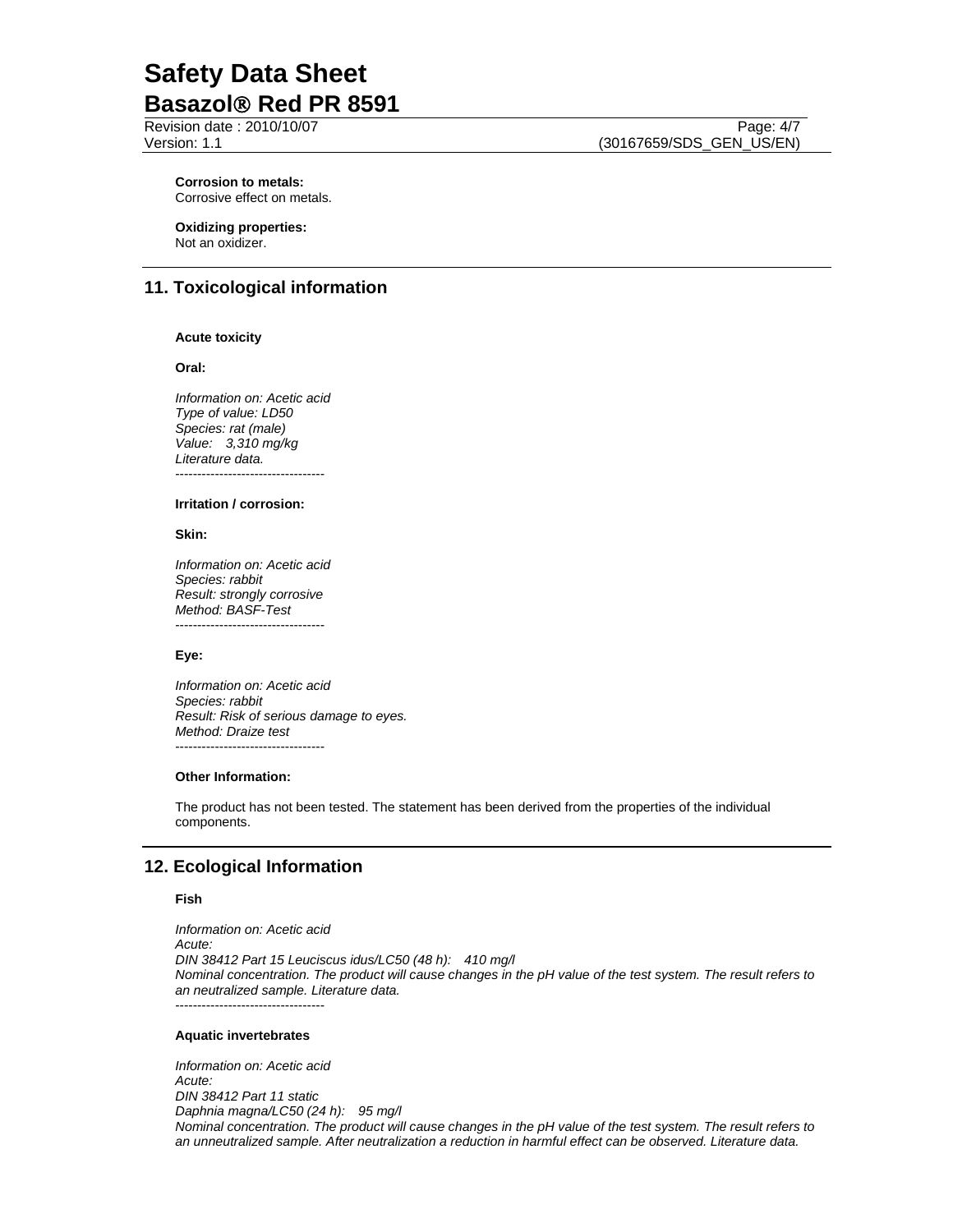**Corrosion to metals:**
Corrosive effect on metals.

**Oxidizing properties:**
Not an oxidizer.

## 11. Toxicological information

**Acute toxicity**

**Oral:**

*Information on: Acetic acid*
*Type of value: LD50*
*Species: rat (male)*
*Value: 3,310 mg/kg*
*Literature data.*
----------------------------------

**Irritation / corrosion:**

**Skin:**

*Information on: Acetic acid*
*Species: rabbit*
*Result: strongly corrosive*
*Method: BASF-Test*
----------------------------------

**Eye:**

*Information on: Acetic acid*
*Species: rabbit*
*Result: Risk of serious damage to eyes.*
*Method: Draize test*
----------------------------------

**Other Information:**

The product has not been tested. The statement has been derived from the properties of the individual components.

## 12. Ecological Information

**Fish**

*Information on: Acetic acid*
*Acute:*
*DIN 38412 Part 15 Leuciscus idus/LC50 (48 h): 410 mg/l*
*Nominal concentration. The product will cause changes in the pH value of the test system. The result refers to an neutralized sample. Literature data.*
----------------------------------

**Aquatic invertebrates**

*Information on: Acetic acid*
*Acute:*
*DIN 38412 Part 11 static*
*Daphnia magna/LC50 (24 h): 95 mg/l*
*Nominal concentration. The product will cause changes in the pH value of the test system. The result refers to an unneutralized sample. After neutralization a reduction in harmful effect can be observed. Literature data.*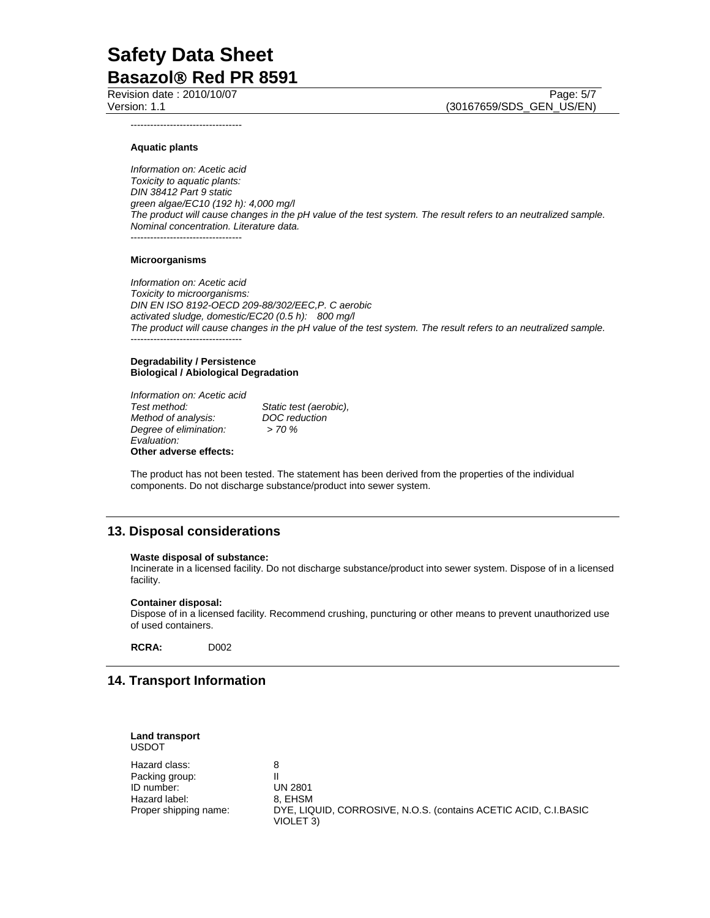----------------------------------

**Aquatic plants**

*Information on: Acetic acid*
*Toxicity to aquatic plants:*
*DIN 38412 Part 9 static*
*green algae/EC10 (192 h): 4,000 mg/l*
*The product will cause changes in the pH value of the test system. The result refers to an neutralized sample.*
*Nominal concentration. Literature data.*

----------------------------------

**Microorganisms**

*Information on: Acetic acid*
*Toxicity to microorganisms:*
*DIN EN ISO 8192-OECD 209-88/302/EEC,P. C aerobic*
*activated sludge, domestic/EC20 (0.5 h): 800 mg/l*
*The product will cause changes in the pH value of the test system. The result refers to an neutralized sample.*

----------------------------------

**Degradability / Persistence**
**Biological / Abiological Degradation**

*Information on: Acetic acid*

| | |
|---|---|
| *Test method:* | *Static test (aerobic),* |
| *Method of analysis:* | *DOC reduction* |
| *Degree of elimination:* | *> 70 %* |
| *Evaluation:* | |

**Other adverse effects:**

The product has not been tested. The statement has been derived from the properties of the individual components. Do not discharge substance/product into sewer system.

## 13. Disposal considerations

**Waste disposal of substance:**
Incinerate in a licensed facility. Do not discharge substance/product into sewer system. Dispose of in a licensed facility.

**Container disposal:**
Dispose of in a licensed facility. Recommend crushing, puncturing or other means to prevent unauthorized use of used containers.

**RCRA:** D002

## 14. Transport Information

**Land transport**
USDOT

| | |
|---|---|
| Hazard class: | 8 |
| Packing group: | II |
| ID number: | UN 2801 |
| Hazard label: | 8, EHSM |
| Proper shipping name: | DYE, LIQUID, CORROSIVE, N.O.S. (contains ACETIC ACID, C.I.BASIC VIOLET 3) |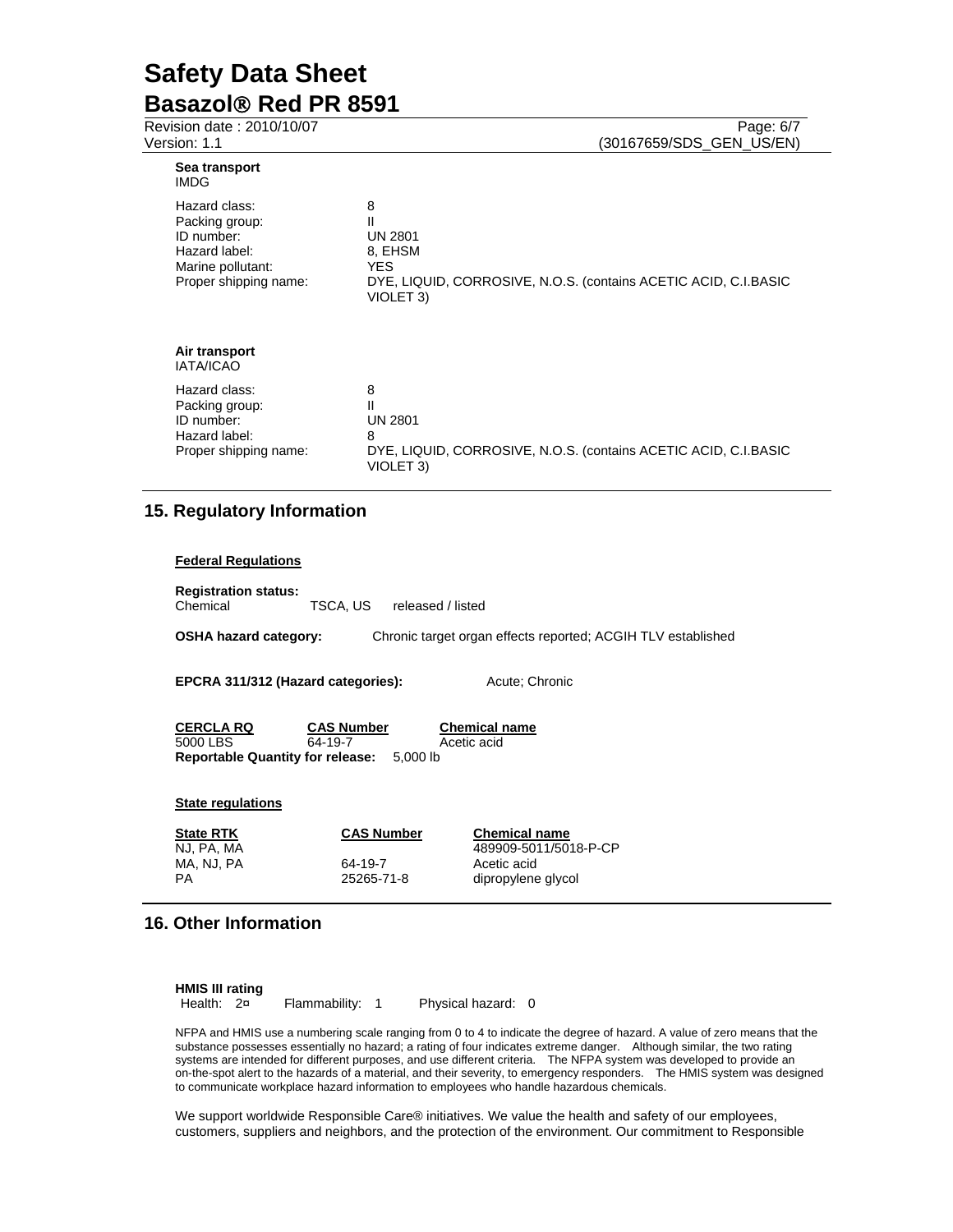**Sea transport**
IMDG

| | |
|---|---|
| Hazard class: | 8 |
| Packing group: | II |
| ID number: | UN 2801 |
| Hazard label: | 8, EHSM |
| Marine pollutant: | YES |
| Proper shipping name: | DYE, LIQUID, CORROSIVE, N.O.S. (contains ACETIC ACID, C.I.BASIC VIOLET 3) |

**Air transport**
IATA/ICAO

| | |
|---|---|
| Hazard class: | 8 |
| Packing group: | II |
| ID number: | UN 2801 |
| Hazard label: | 8 |
| Proper shipping name: | DYE, LIQUID, CORROSIVE, N.O.S. (contains ACETIC ACID, C.I.BASIC VIOLET 3) |

## 15. Regulatory Information

**Federal Regulations**

**Registration status:**
Chemical TSCA, US released / listed

**OSHA hazard category:** Chronic target organ effects reported; ACGIH TLV established

**EPCRA 311/312 (Hazard categories):** Acute; Chronic

| CERCLA RQ | CAS Number | Chemical name |
|---|---|---|
| 5000 LBS | 64-19-7 | Acetic acid |

**Reportable Quantity for release:** 5,000 lb

**State regulations**

| State RTK | CAS Number | Chemical name |
|---|---|---|
| NJ, PA, MA | | 489909-5011/5018-P-CP |
| MA, NJ, PA | 64-19-7 | Acetic acid |
| PA | 25265-71-8 | dipropylene glycol |

## 16. Other Information

**HMIS III rating**
Health: 2¤ Flammability: 1 Physical hazard: 0

NFPA and HMIS use a numbering scale ranging from 0 to 4 to indicate the degree of hazard. A value of zero means that the substance possesses essentially no hazard; a rating of four indicates extreme danger. Although similar, the two rating systems are intended for different purposes, and use different criteria. The NFPA system was developed to provide an on-the-spot alert to the hazards of a material, and their severity, to emergency responders. The HMIS system was designed to communicate workplace hazard information to employees who handle hazardous chemicals.

We support worldwide Responsible Care® initiatives. We value the health and safety of our employees, customers, suppliers and neighbors, and the protection of the environment. Our commitment to Responsible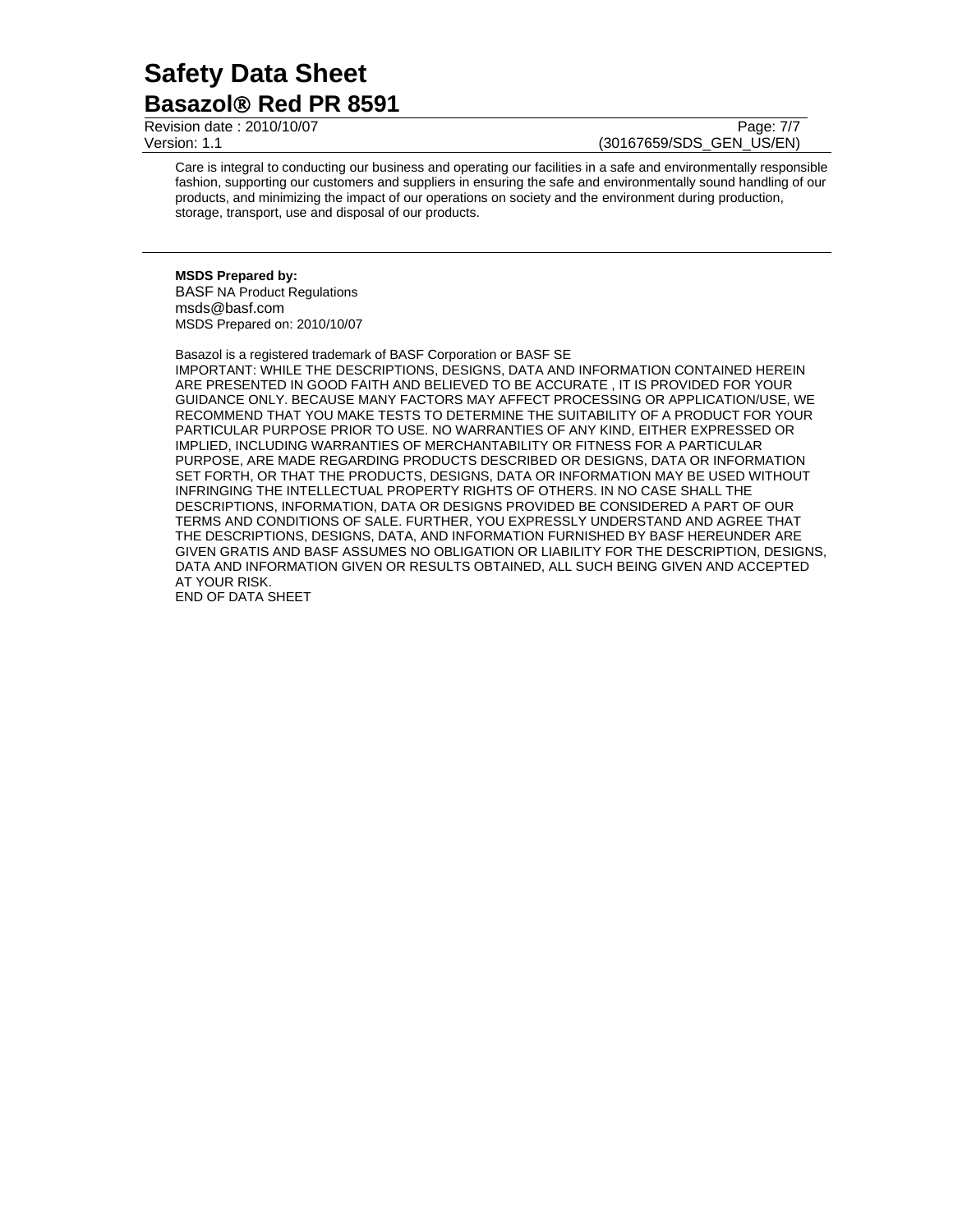Care is integral to conducting our business and operating our facilities in a safe and environmentally responsible fashion, supporting our customers and suppliers in ensuring the safe and environmentally sound handling of our products, and minimizing the impact of our operations on society and the environment during production, storage, transport, use and disposal of our products.

---

**MSDS Prepared by:**
BASF NA Product Regulations
msds@basf.com
MSDS Prepared on: 2010/10/07

Basazol is a registered trademark of BASF Corporation or BASF SE
IMPORTANT: WHILE THE DESCRIPTIONS, DESIGNS, DATA AND INFORMATION CONTAINED HEREIN ARE PRESENTED IN GOOD FAITH AND BELIEVED TO BE ACCURATE , IT IS PROVIDED FOR YOUR GUIDANCE ONLY. BECAUSE MANY FACTORS MAY AFFECT PROCESSING OR APPLICATION/USE, WE RECOMMEND THAT YOU MAKE TESTS TO DETERMINE THE SUITABILITY OF A PRODUCT FOR YOUR PARTICULAR PURPOSE PRIOR TO USE. NO WARRANTIES OF ANY KIND, EITHER EXPRESSED OR IMPLIED, INCLUDING WARRANTIES OF MERCHANTABILITY OR FITNESS FOR A PARTICULAR PURPOSE, ARE MADE REGARDING PRODUCTS DESCRIBED OR DESIGNS, DATA OR INFORMATION SET FORTH, OR THAT THE PRODUCTS, DESIGNS, DATA OR INFORMATION MAY BE USED WITHOUT INFRINGING THE INTELLECTUAL PROPERTY RIGHTS OF OTHERS. IN NO CASE SHALL THE DESCRIPTIONS, INFORMATION, DATA OR DESIGNS PROVIDED BE CONSIDERED A PART OF OUR TERMS AND CONDITIONS OF SALE. FURTHER, YOU EXPRESSLY UNDERSTAND AND AGREE THAT THE DESCRIPTIONS, DESIGNS, DATA, AND INFORMATION FURNISHED BY BASF HEREUNDER ARE GIVEN GRATIS AND BASF ASSUMES NO OBLIGATION OR LIABILITY FOR THE DESCRIPTION, DESIGNS, DATA AND INFORMATION GIVEN OR RESULTS OBTAINED, ALL SUCH BEING GIVEN AND ACCEPTED AT YOUR RISK.
END OF DATA SHEET